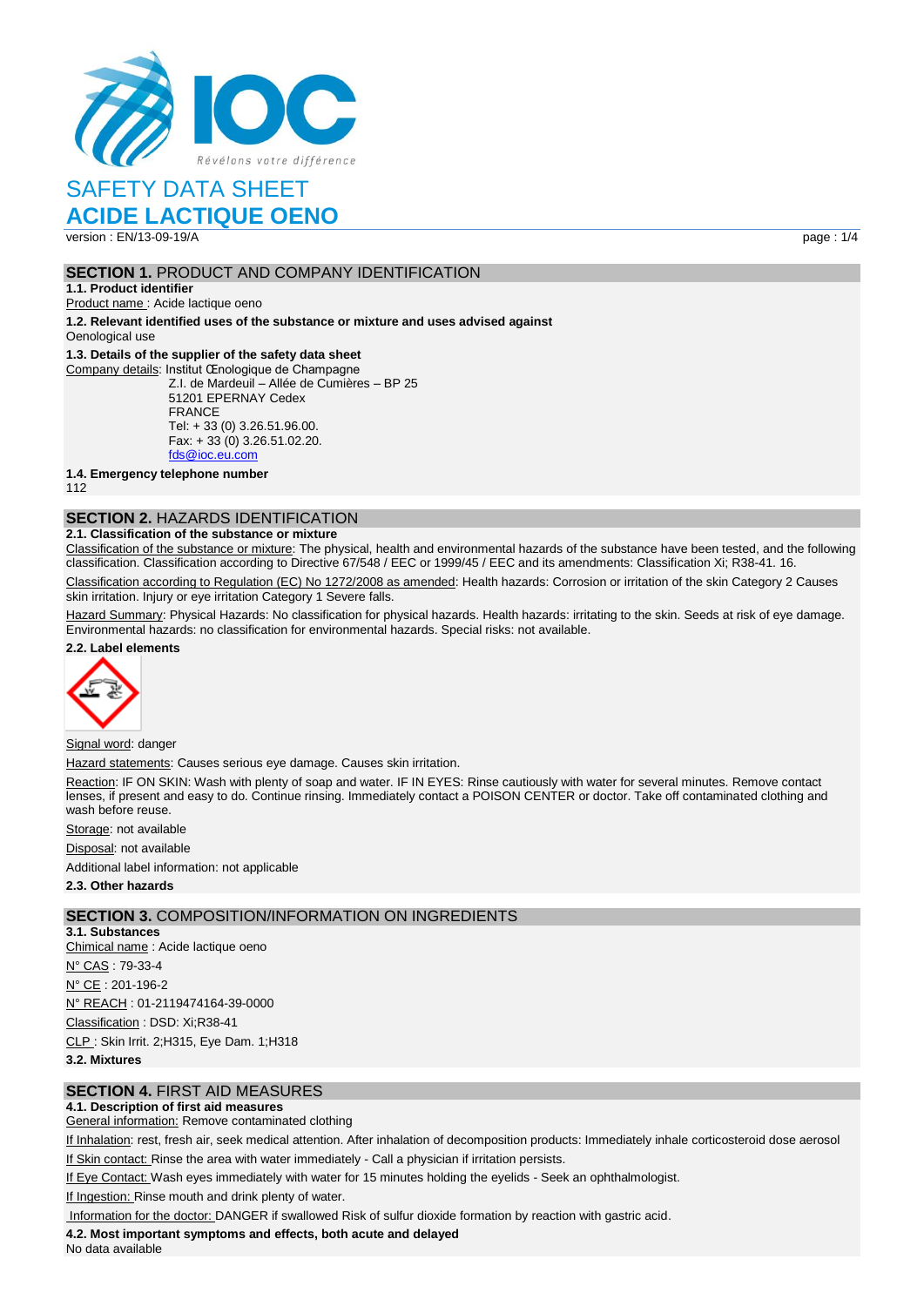Révélons votre différence

# SAFETY DATA SHEET

# ACIDE LACTIQUE OENO

version : EN/13-09-19/A

## SECTION 1. PRODUCT AND COMPANY IDENTIFICATION

**1.1. Product identifier**

Product name : Acide lactique oeno

**1.2. Relevant identified uses of the substance or mixture and uses advised against**

Oenological use

**1.3. Details of the supplier of the safety data sheet**

Company details: Institut Œnologique de Champagne
Z.I. de Mardeuil – Allée de Cumières – BP 25
51201 EPERNAY Cedex
FRANCE
Tel: + 33 (0) 3.26.51.96.00.
Fax: + 33 (0) 3.26.51.02.20.
fds@ioc.eu.com

**1.4. Emergency telephone number**

112

## SECTION 2. HAZARDS IDENTIFICATION

**2.1. Classification of the substance or mixture**

Classification of the substance or mixture: The physical, health and environmental hazards of the substance have been tested, and the following classification. Classification according to Directive 67/548 / EEC or 1999/45 / EEC and its amendments: Classification Xi; R38-41. 16.

Classification according to Regulation (EC) No 1272/2008 as amended: Health hazards: Corrosion or irritation of the skin Category 2 Causes skin irritation. Injury or eye irritation Category 1 Severe falls.

Hazard Summary: Physical Hazards: No classification for physical hazards. Health hazards: irritating to the skin. Seeds at risk of eye damage. Environmental hazards: no classification for environmental hazards. Special risks: not available.

**2.2. Label elements**

Signal word: danger

Hazard statements: Causes serious eye damage. Causes skin irritation.

Reaction: IF ON SKIN: Wash with plenty of soap and water. IF IN EYES: Rinse cautiously with water for several minutes. Remove contact lenses, if present and easy to do. Continue rinsing. Immediately contact a POISON CENTER or doctor. Take off contaminated clothing and wash before reuse.

Storage: not available

Disposal: not available

Additional label information: not applicable

**2.3. Other hazards**

## SECTION 3. COMPOSITION/INFORMATION ON INGREDIENTS

**3.1. Substances**

Chimical name : Acide lactique oeno

N° CAS : 79-33-4

N° CE : 201-196-2

N° REACH : 01-2119474164-39-0000

Classification : DSD: Xi;R38-41

CLP : Skin Irrit. 2;H315, Eye Dam. 1;H318

**3.2. Mixtures**

## SECTION 4. FIRST AID MEASURES

**4.1. Description of first aid measures**

General information: Remove contaminated clothing

If Inhalation: rest, fresh air, seek medical attention. After inhalation of decomposition products: Immediately inhale corticosteroid dose aerosol

If Skin contact: Rinse the area with water immediately - Call a physician if irritation persists.

If Eye Contact: Wash eyes immediately with water for 15 minutes holding the eyelids - Seek an ophthalmologist.

If Ingestion: Rinse mouth and drink plenty of water.

Information for the doctor: DANGER if swallowed Risk of sulfur dioxide formation by reaction with gastric acid.

**4.2. Most important symptoms and effects, both acute and delayed**

No data available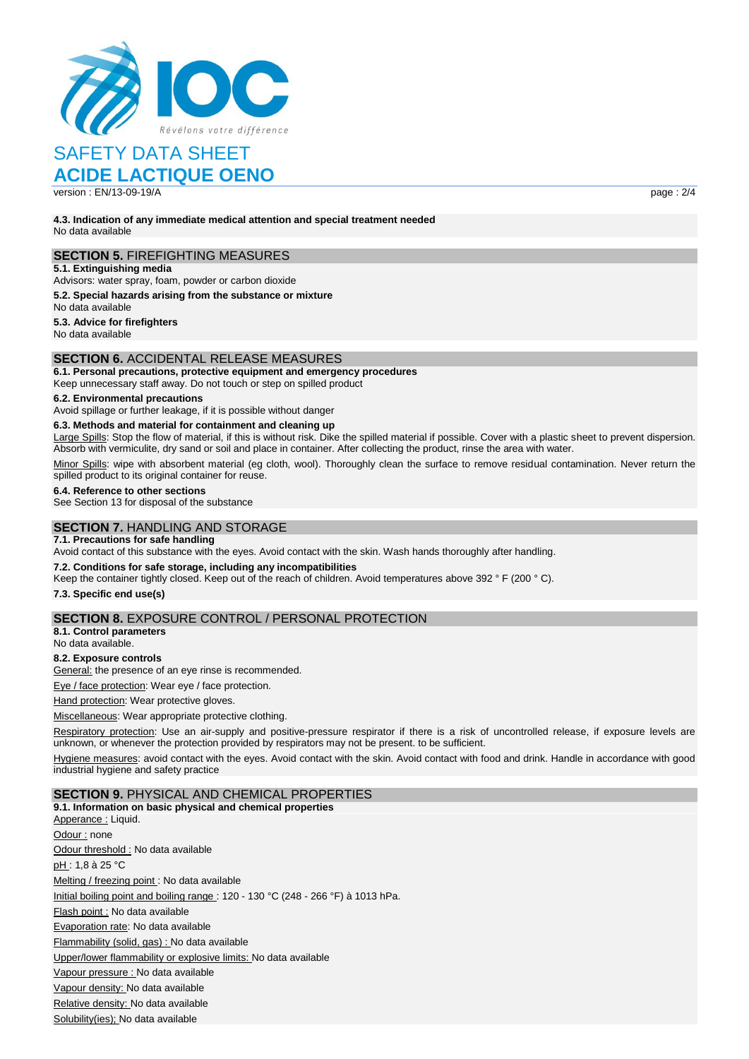**4.3. Indication of any immediate medical attention and special treatment needed**
No data available

## SECTION 5. FIREFIGHTING MEASURES

**5.1. Extinguishing media**
Advisors: water spray, foam, powder or carbon dioxide

**5.2. Special hazards arising from the substance or mixture**
No data available

**5.3. Advice for firefighters**
No data available

## SECTION 6. ACCIDENTAL RELEASE MEASURES

**6.1. Personal precautions, protective equipment and emergency procedures**
Keep unnecessary staff away. Do not touch or step on spilled product

**6.2. Environmental precautions**
Avoid spillage or further leakage, if it is possible without danger

**6.3. Methods and material for containment and cleaning up**
Large Spills: Stop the flow of material, if this is without risk. Dike the spilled material if possible. Cover with a plastic sheet to prevent dispersion. Absorb with vermiculite, dry sand or soil and place in container. After collecting the product, rinse the area with water.

Minor Spills: wipe with absorbent material (eg cloth, wool). Thoroughly clean the surface to remove residual contamination. Never return the spilled product to its original container for reuse.

**6.4. Reference to other sections**
See Section 13 for disposal of the substance

## SECTION 7. HANDLING AND STORAGE

**7.1. Precautions for safe handling**
Avoid contact of this substance with the eyes. Avoid contact with the skin. Wash hands thoroughly after handling.

**7.2. Conditions for safe storage, including any incompatibilities**
Keep the container tightly closed. Keep out of the reach of children. Avoid temperatures above 392 ° F (200 ° C).

**7.3. Specific end use(s)**

## SECTION 8. EXPOSURE CONTROL / PERSONAL PROTECTION

**8.1. Control parameters**
No data available.

**8.2. Exposure controls**
General: the presence of an eye rinse is recommended.

Eye / face protection: Wear eye / face protection.

Hand protection: Wear protective gloves.

Miscellaneous: Wear appropriate protective clothing.

Respiratory protection: Use an air-supply and positive-pressure respirator if there is a risk of uncontrolled release, if exposure levels are unknown, or whenever the protection provided by respirators may not be present. to be sufficient.

Hygiene measures: avoid contact with the eyes. Avoid contact with the skin. Avoid contact with food and drink. Handle in accordance with good industrial hygiene and safety practice

## SECTION 9. PHYSICAL AND CHEMICAL PROPERTIES

**9.1. Information on basic physical and chemical properties**

Apperance : Liquid.

Odour : none

Odour threshold : No data available

pH : 1,8 à 25 °C

Melting / freezing point : No data available

Initial boiling point and boiling range : 120 - 130 °C (248 - 266 °F) à 1013 hPa.

Flash point : No data available

Evaporation rate: No data available

Flammability (solid, gas) : No data available

Upper/lower flammability or explosive limits: No data available

Vapour pressure : No data available

Vapour density: No data available

Relative density: No data available

Solubility(ies); No data available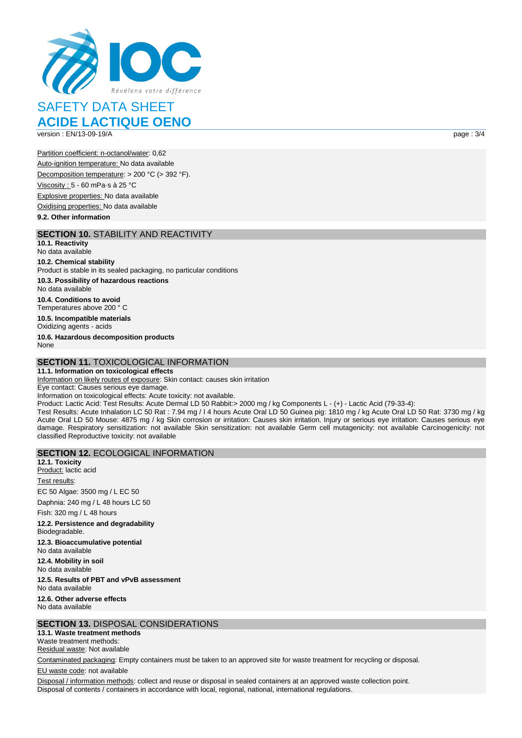Partition coefficient: n-octanol/water: 0,62

Auto-ignition temperature: No data available

Decomposition temperature: > 200 °C (> 392 °F).

Viscosity : 5 - 60 mPa·s à 25 °C

Explosive properties: No data available

Oxidising properties: No data available

**9.2. Other information**

## SECTION 10. STABILITY AND REACTIVITY

**10.1. Reactivity**
No data available

**10.2. Chemical stability**
Product is stable in its sealed packaging, no particular conditions

**10.3. Possibility of hazardous reactions**
No data available

**10.4. Conditions to avoid**
Temperatures above 200 ° C

**10.5. Incompatible materials**
Oxidizing agents - acids

**10.6. Hazardous decomposition products**
None

## SECTION 11. TOXICOLOGICAL INFORMATION

**11.1. Information on toxicological effects**

Information on likely routes of exposure: Skin contact: causes skin irritation

Eye contact: Causes serious eye damage.

Information on toxicological effects: Acute toxicity: not available.

Product: Lactic Acid: Test Results: Acute Dermal LD 50 Rabbit:> 2000 mg / kg Components L - (+) - Lactic Acid (79-33-4):

Test Results: Acute Inhalation LC 50 Rat : 7.94 mg / l 4 hours Acute Oral LD 50 Guinea pig: 1810 mg / kg Acute Oral LD 50 Rat: 3730 mg / kg Acute Oral LD 50 Mouse: 4875 mg / kg Skin corrosion or irritation: Causes skin irritation. Injury or serious eye irritation: Causes serious eye damage. Respiratory sensitization: not available Skin sensitization: not available Germ cell mutagenicity: not available Carcinogenicity: not classified Reproductive toxicity: not available

## SECTION 12. ECOLOGICAL INFORMATION

**12.1. Toxicity**

Product: lactic acid

Test results:

EC 50 Algae: 3500 mg / L EC 50

Daphnia: 240 mg / L 48 hours LC 50

Fish: 320 mg / L 48 hours

**12.2. Persistence and degradability**
Biodegradable.

**12.3. Bioaccumulative potential**
No data available

**12.4. Mobility in soil**
No data available

**12.5. Results of PBT and vPvB assessment**
No data available

**12.6. Other adverse effects**
No data available

## SECTION 13. DISPOSAL CONSIDERATIONS

**13.1. Waste treatment methods**

Waste treatment methods:

Residual waste: Not available

Contaminated packaging: Empty containers must be taken to an approved site for waste treatment for recycling or disposal.

EU waste code: not available

Disposal / information methods: collect and reuse or disposal in sealed containers at an approved waste collection point.

Disposal of contents / containers in accordance with local, regional, national, international regulations.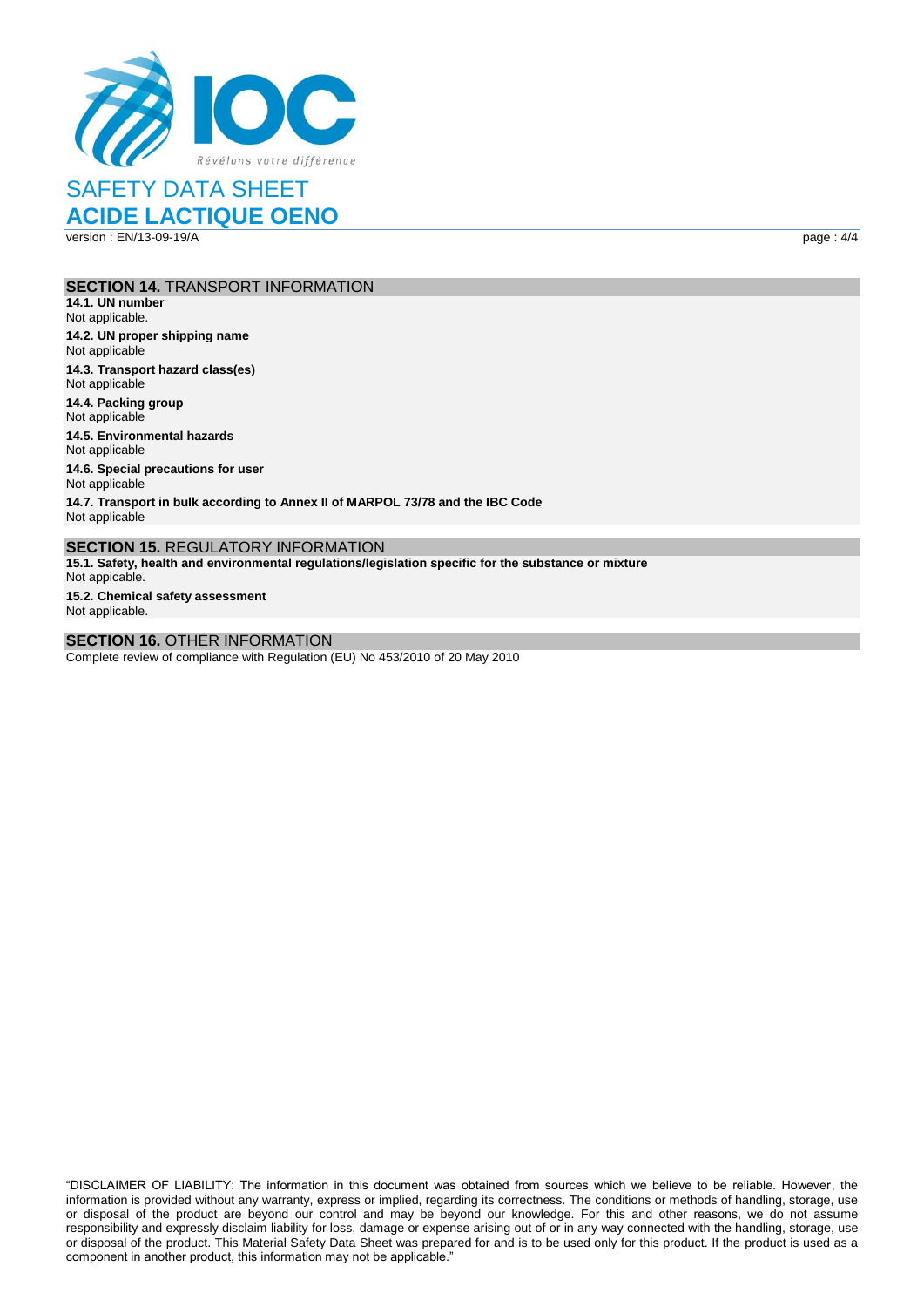## SECTION 14. TRANSPORT INFORMATION

**14.1. UN number**
Not applicable.

**14.2. UN proper shipping name**
Not applicable

**14.3. Transport hazard class(es)**
Not applicable

**14.4. Packing group**
Not applicable

**14.5. Environmental hazards**
Not applicable

**14.6. Special precautions for user**
Not applicable

**14.7. Transport in bulk according to Annex II of MARPOL 73/78 and the IBC Code**
Not applicable

## SECTION 15. REGULATORY INFORMATION

**15.1. Safety, health and environmental regulations/legislation specific for the substance or mixture**
Not appicable.

**15.2. Chemical safety assessment**
Not applicable.

## SECTION 16. OTHER INFORMATION

Complete review of compliance with Regulation (EU) No 453/2010 of 20 May 2010

"DISCLAIMER OF LIABILITY: The information in this document was obtained from sources which we believe to be reliable. However, the information is provided without any warranty, express or implied, regarding its correctness. The conditions or methods of handling, storage, use or disposal of the product are beyond our control and may be beyond our knowledge. For this and other reasons, we do not assume responsibility and expressly disclaim liability for loss, damage or expense arising out of or in any way connected with the handling, storage, use or disposal of the product. This Material Safety Data Sheet was prepared for and is to be used only for this product. If the product is used as a component in another product, this information may not be applicable."